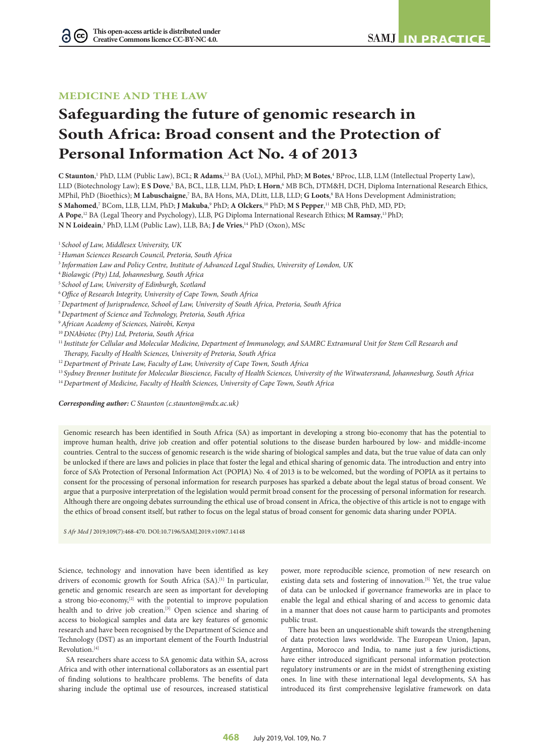This open-access article is distributed under Creative Commons licence CC-BY-NC 4.0.

**MEDICINE AND THE LAW**

# Safeguarding the future of genomic research in South Africa: Broad consent and the Protection of Personal Information Act No. 4 of 2013

**C Staunton**,[1] PhD, LLM (Public Law), BCL; **R Adams**,[2,3] BA (UoL), MPhil, PhD; **M Botes**,[4] BProc, LLB, LLM (Intellectual Property Law), LLD (Biotechnology Law); **E S Dove**,[5] BA, BCL, LLB, LLM, PhD; **L Horn**,[6] MB BCh, DTM&H, DCH, Diploma International Research Ethics, MPhil, PhD (Bioethics); **M Labuschaigne**,[7] BA, BA Hons, MA, DLitt, LLB, LLD; **G Loots**,[8] BA Hons Development Administration; **S Mahomed**,[7] BCom, LLB, LLM, PhD; **J Makuba**,[9] PhD; **A Olckers**,[10] PhD; **M S Pepper**,[11] MB ChB, PhD, MD, PD; **A Pope**,[12] BA (Legal Theory and Psychology), LLB, PG Diploma International Research Ethics; **M Ramsay**,[13] PhD; **N N Loideain**,[3] PhD, LLM (Public Law), LLB, BA; **J de Vries**,[14] PhD (Oxon), MSc

[1] *School of Law, Middlesex University, UK*
[2] *Human Sciences Research Council, Pretoria, South Africa*
[3] *Information Law and Policy Centre, Institute of Advanced Legal Studies, University of London, UK*
[4] *Biolawgic (Pty) Ltd, Johannesburg, South Africa*
[5] *School of Law, University of Edinburgh, Scotland*
[6] *Office of Research Integrity, University of Cape Town, South Africa*
[7] *Department of Jurisprudence, School of Law, University of South Africa, Pretoria, South Africa*
[8] *Department of Science and Technology, Pretoria, South Africa*
[9] *African Academy of Sciences, Nairobi, Kenya*
[10] *DNAbiotec (Pty) Ltd, Pretoria, South Africa*
[11] *Institute for Cellular and Molecular Medicine, Department of Immunology, and SAMRC Extramural Unit for Stem Cell Research and Therapy, Faculty of Health Sciences, University of Pretoria, South Africa*
[12] *Department of Private Law, Faculty of Law, University of Cape Town, South Africa*
[13] *Sydney Brenner Institute for Molecular Bioscience, Faculty of Health Sciences, University of the Witwatersrand, Johannesburg, South Africa*
[14] *Department of Medicine, Faculty of Health Sciences, University of Cape Town, South Africa*

***Corresponding author:*** *C Staunton (c.staunton@mdx.ac.uk)*

Genomic research has been identified in South Africa (SA) as important in developing a strong bio-economy that has the potential to improve human health, drive job creation and offer potential solutions to the disease burden harboured by low- and middle-income countries. Central to the success of genomic research is the wide sharing of biological samples and data, but the true value of data can only be unlocked if there are laws and policies in place that foster the legal and ethical sharing of genomic data. The introduction and entry into force of SA's Protection of Personal Information Act (POPIA) No. 4 of 2013 is to be welcomed, but the wording of POPIA as it pertains to consent for the processing of personal information for research purposes has sparked a debate about the legal status of broad consent. We argue that a purposive interpretation of the legislation would permit broad consent for the processing of personal information for research. Although there are ongoing debates surrounding the ethical use of broad consent in Africa, the objective of this article is not to engage with the ethics of broad consent itself, but rather to focus on the legal status of broad consent for genomic data sharing under POPIA.

*S Afr Med J* 2019;109(7):468-470. DOI:10.7196/SAMJ.2019.v109i7.14148

Science, technology and innovation have been identified as key drivers of economic growth for South Africa (SA).[1] In particular, genetic and genomic research are seen as important for developing a strong bio-economy,[2] with the potential to improve population health and to drive job creation.[3] Open science and sharing of access to biological samples and data are key features of genomic research and have been recognised by the Department of Science and Technology (DST) as an important element of the Fourth Industrial Revolution.[4]

SA researchers share access to SA genomic data within SA, across Africa and with other international collaborators as an essential part of finding solutions to healthcare problems. The benefits of data sharing include the optimal use of resources, increased statistical power, more reproducible science, promotion of new research on existing data sets and fostering of innovation.[5] Yet, the true value of data can be unlocked if governance frameworks are in place to enable the legal and ethical sharing of and access to genomic data in a manner that does not cause harm to participants and promotes public trust.

There has been an unquestionable shift towards the strengthening of data protection laws worldwide. The European Union, Japan, Argentina, Morocco and India, to name just a few jurisdictions, have either introduced significant personal information protection regulatory instruments or are in the midst of strengthening existing ones. In line with these international legal developments, SA has introduced its first comprehensive legislative framework on data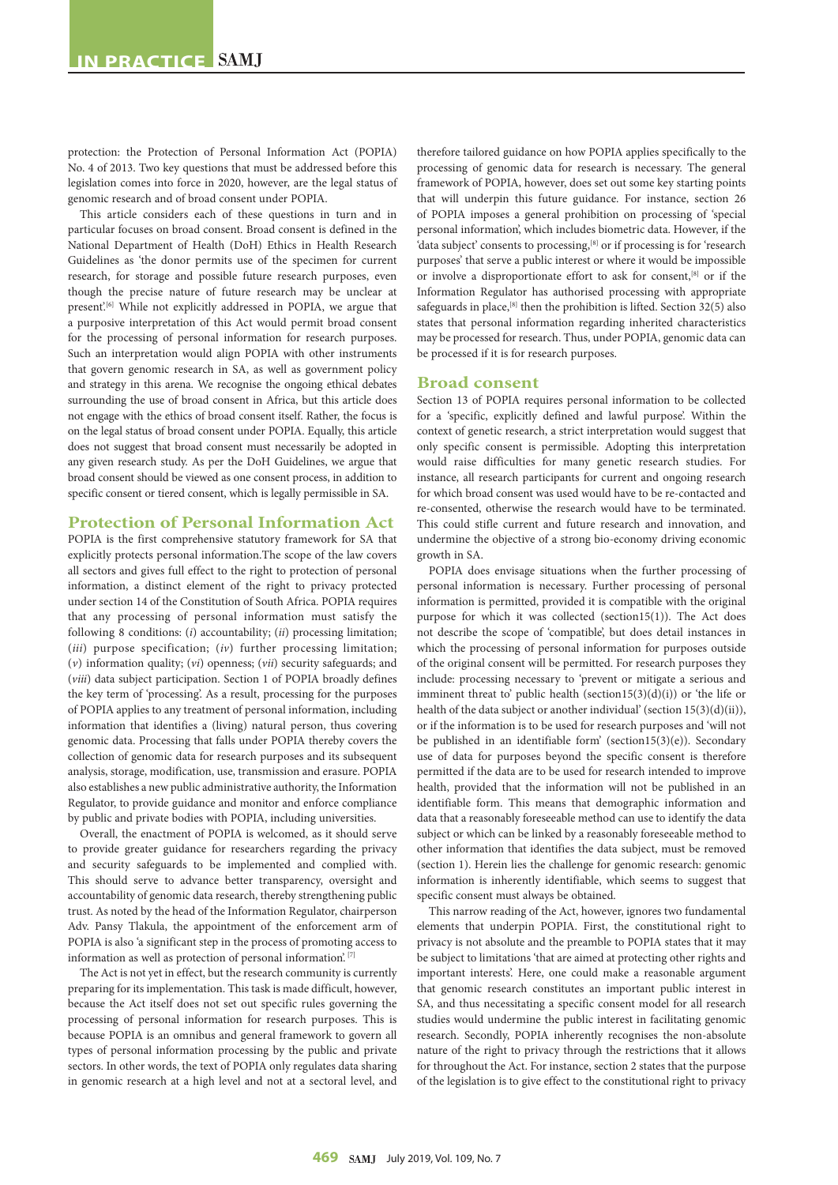protection: the Protection of Personal Information Act (POPIA) No. 4 of 2013. Two key questions that must be addressed before this legislation comes into force in 2020, however, are the legal status of genomic research and of broad consent under POPIA.

This article considers each of these questions in turn and in particular focuses on broad consent. Broad consent is defined in the National Department of Health (DoH) Ethics in Health Research Guidelines as 'the donor permits use of the specimen for current research, for storage and possible future research purposes, even though the precise nature of future research may be unclear at present.'[6] While not explicitly addressed in POPIA, we argue that a purposive interpretation of this Act would permit broad consent for the processing of personal information for research purposes. Such an interpretation would align POPIA with other instruments that govern genomic research in SA, as well as government policy and strategy in this arena. We recognise the ongoing ethical debates surrounding the use of broad consent in Africa, but this article does not engage with the ethics of broad consent itself. Rather, the focus is on the legal status of broad consent under POPIA. Equally, this article does not suggest that broad consent must necessarily be adopted in any given research study. As per the DoH Guidelines, we argue that broad consent should be viewed as one consent process, in addition to specific consent or tiered consent, which is legally permissible in SA.

## Protection of Personal Information Act

POPIA is the first comprehensive statutory framework for SA that explicitly protects personal information.The scope of the law covers all sectors and gives full effect to the right to protection of personal information, a distinct element of the right to privacy protected under section 14 of the Constitution of South Africa. POPIA requires that any processing of personal information must satisfy the following 8 conditions: (*i*) accountability; (*ii*) processing limitation; (*iii*) purpose specification; (*iv*) further processing limitation; (*v*) information quality; (*vi*) openness; (*vii*) security safeguards; and (*viii*) data subject participation. Section 1 of POPIA broadly defines the key term of 'processing'. As a result, processing for the purposes of POPIA applies to any treatment of personal information, including information that identifies a (living) natural person, thus covering genomic data. Processing that falls under POPIA thereby covers the collection of genomic data for research purposes and its subsequent analysis, storage, modification, use, transmission and erasure. POPIA also establishes a new public administrative authority, the Information Regulator, to provide guidance and monitor and enforce compliance by public and private bodies with POPIA, including universities.

Overall, the enactment of POPIA is welcomed, as it should serve to provide greater guidance for researchers regarding the privacy and security safeguards to be implemented and complied with. This should serve to advance better transparency, oversight and accountability of genomic data research, thereby strengthening public trust. As noted by the head of the Information Regulator, chairperson Adv. Pansy Tlakula, the appointment of the enforcement arm of POPIA is also 'a significant step in the process of promoting access to information as well as protection of personal information'.[7]

The Act is not yet in effect, but the research community is currently preparing for its implementation. This task is made difficult, however, because the Act itself does not set out specific rules governing the processing of personal information for research purposes. This is because POPIA is an omnibus and general framework to govern all types of personal information processing by the public and private sectors. In other words, the text of POPIA only regulates data sharing in genomic research at a high level and not at a sectoral level, and therefore tailored guidance on how POPIA applies specifically to the processing of genomic data for research is necessary. The general framework of POPIA, however, does set out some key starting points that will underpin this future guidance. For instance, section 26 of POPIA imposes a general prohibition on processing of 'special personal information', which includes biometric data. However, if the 'data subject' consents to processing,[8] or if processing is for 'research purposes' that serve a public interest or where it would be impossible or involve a disproportionate effort to ask for consent,[8] or if the Information Regulator has authorised processing with appropriate safeguards in place,[8] then the prohibition is lifted. Section 32(5) also states that personal information regarding inherited characteristics may be processed for research. Thus, under POPIA, genomic data can be processed if it is for research purposes.

## Broad consent

Section 13 of POPIA requires personal information to be collected for a 'specific, explicitly defined and lawful purpose'. Within the context of genetic research, a strict interpretation would suggest that only specific consent is permissible. Adopting this interpretation would raise difficulties for many genetic research studies. For instance, all research participants for current and ongoing research for which broad consent was used would have to be re-contacted and re-consented, otherwise the research would have to be terminated. This could stifle current and future research and innovation, and undermine the objective of a strong bio-economy driving economic growth in SA.

POPIA does envisage situations when the further processing of personal information is necessary. Further processing of personal information is permitted, provided it is compatible with the original purpose for which it was collected (section15(1)). The Act does not describe the scope of 'compatible', but does detail instances in which the processing of personal information for purposes outside of the original consent will be permitted. For research purposes they include: processing necessary to 'prevent or mitigate a serious and imminent threat to' public health (section15(3)(d)(i)) or 'the life or health of the data subject or another individual' (section 15(3)(d)(ii)), or if the information is to be used for research purposes and 'will not be published in an identifiable form' (section15(3)(e)). Secondary use of data for purposes beyond the specific consent is therefore permitted if the data are to be used for research intended to improve health, provided that the information will not be published in an identifiable form. This means that demographic information and data that a reasonably foreseeable method can use to identify the data subject or which can be linked by a reasonably foreseeable method to other information that identifies the data subject, must be removed (section 1). Herein lies the challenge for genomic research: genomic information is inherently identifiable, which seems to suggest that specific consent must always be obtained.

This narrow reading of the Act, however, ignores two fundamental elements that underpin POPIA. First, the constitutional right to privacy is not absolute and the preamble to POPIA states that it may be subject to limitations 'that are aimed at protecting other rights and important interests'. Here, one could make a reasonable argument that genomic research constitutes an important public interest in SA, and thus necessitating a specific consent model for all research studies would undermine the public interest in facilitating genomic research. Secondly, POPIA inherently recognises the non-absolute nature of the right to privacy through the restrictions that it allows for throughout the Act. For instance, section 2 states that the purpose of the legislation is to give effect to the constitutional right to privacy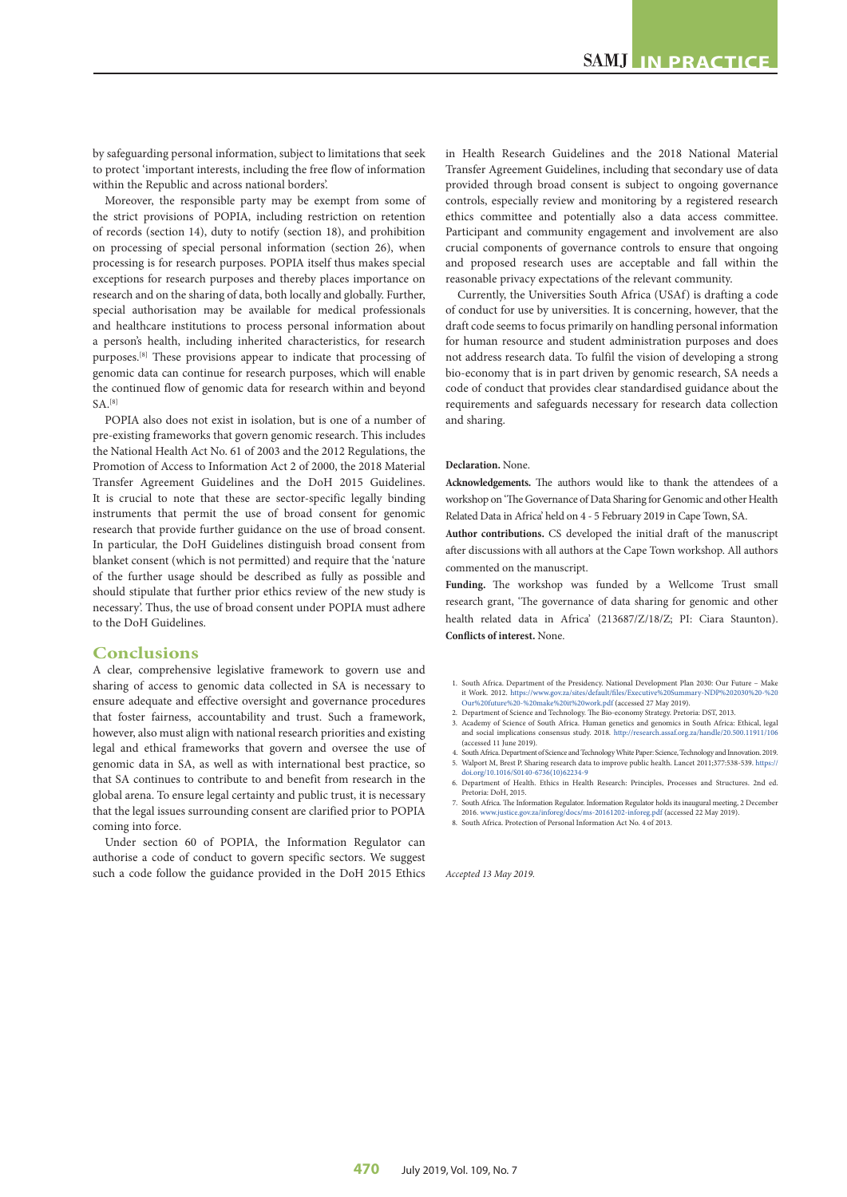by safeguarding personal information, subject to limitations that seek to protect 'important interests, including the free flow of information within the Republic and across national borders'.

Moreover, the responsible party may be exempt from some of the strict provisions of POPIA, including restriction on retention of records (section 14), duty to notify (section 18), and prohibition on processing of special personal information (section 26), when processing is for research purposes. POPIA itself thus makes special exceptions for research purposes and thereby places importance on research and on the sharing of data, both locally and globally. Further, special authorisation may be available for medical professionals and healthcare institutions to process personal information about a person's health, including inherited characteristics, for research purposes.[8] These provisions appear to indicate that processing of genomic data can continue for research purposes, which will enable the continued flow of genomic data for research within and beyond SA.[8]

POPIA also does not exist in isolation, but is one of a number of pre-existing frameworks that govern genomic research. This includes the National Health Act No. 61 of 2003 and the 2012 Regulations, the Promotion of Access to Information Act 2 of 2000, the 2018 Material Transfer Agreement Guidelines and the DoH 2015 Guidelines. It is crucial to note that these are sector-specific legally binding instruments that permit the use of broad consent for genomic research that provide further guidance on the use of broad consent. In particular, the DoH Guidelines distinguish broad consent from blanket consent (which is not permitted) and require that the 'nature of the further usage should be described as fully as possible and should stipulate that further prior ethics review of the new study is necessary'. Thus, the use of broad consent under POPIA must adhere to the DoH Guidelines.

## Conclusions

A clear, comprehensive legislative framework to govern use and sharing of access to genomic data collected in SA is necessary to ensure adequate and effective oversight and governance procedures that foster fairness, accountability and trust. Such a framework, however, also must align with national research priorities and existing legal and ethical frameworks that govern and oversee the use of genomic data in SA, as well as with international best practice, so that SA continues to contribute to and benefit from research in the global arena. To ensure legal certainty and public trust, it is necessary that the legal issues surrounding consent are clarified prior to POPIA coming into force.

Under section 60 of POPIA, the Information Regulator can authorise a code of conduct to govern specific sectors. We suggest such a code follow the guidance provided in the DoH 2015 Ethics in Health Research Guidelines and the 2018 National Material Transfer Agreement Guidelines, including that secondary use of data provided through broad consent is subject to ongoing governance controls, especially review and monitoring by a registered research ethics committee and potentially also a data access committee. Participant and community engagement and involvement are also crucial components of governance controls to ensure that ongoing and proposed research uses are acceptable and fall within the reasonable privacy expectations of the relevant community.

Currently, the Universities South Africa (USAf) is drafting a code of conduct for use by universities. It is concerning, however, that the draft code seems to focus primarily on handling personal information for human resource and student administration purposes and does not address research data. To fulfil the vision of developing a strong bio-economy that is in part driven by genomic research, SA needs a code of conduct that provides clear standardised guidance about the requirements and safeguards necessary for research data collection and sharing.

**Declaration.** None.

**Acknowledgements.** The authors would like to thank the attendees of a workshop on 'The Governance of Data Sharing for Genomic and other Health Related Data in Africa' held on 4 - 5 February 2019 in Cape Town, SA.

**Author contributions.** CS developed the initial draft of the manuscript after discussions with all authors at the Cape Town workshop. All authors commented on the manuscript.

**Funding.** The workshop was funded by a Wellcome Trust small research grant, 'The governance of data sharing for genomic and other health related data in Africa' (213687/Z/18/Z; PI: Ciara Staunton).

**Conflicts of interest.** None.

1. South Africa. Department of the Presidency. National Development Plan 2030: Our Future – Make it Work. 2012. https://www.gov.za/sites/default/files/Executive%20Summary-NDP%202030%20-%20Our%20future%20-%20make%20it%20work.pdf (accessed 27 May 2019).
2. Department of Science and Technology. The Bio-economy Strategy. Pretoria: DST, 2013.
3. Academy of Science of South Africa. Human genetics and genomics in South Africa: Ethical, legal and social implications consensus study. 2018. http://research.assaf.org.za/handle/20.500.11911/106 (accessed 11 June 2019).
4. South Africa. Department of Science and Technology White Paper: Science, Technology and Innovation. 2019.
5. Walport M, Brest P. Sharing research data to improve public health. Lancet 2011;377:538-539. https://doi.org/10.1016/S0140-6736(10)62234-9
6. Department of Health. Ethics in Health Research: Principles, Processes and Structures. 2nd ed. Pretoria: DoH, 2015.
7. South Africa. The Information Regulator. Information Regulator holds its inaugural meeting, 2 December 2016. www.justice.gov.za/inforeg/docs/ms-20161202-inforeg.pdf (accessed 22 May 2019).
8. South Africa. Protection of Personal Information Act No. 4 of 2013.

*Accepted 13 May 2019.*